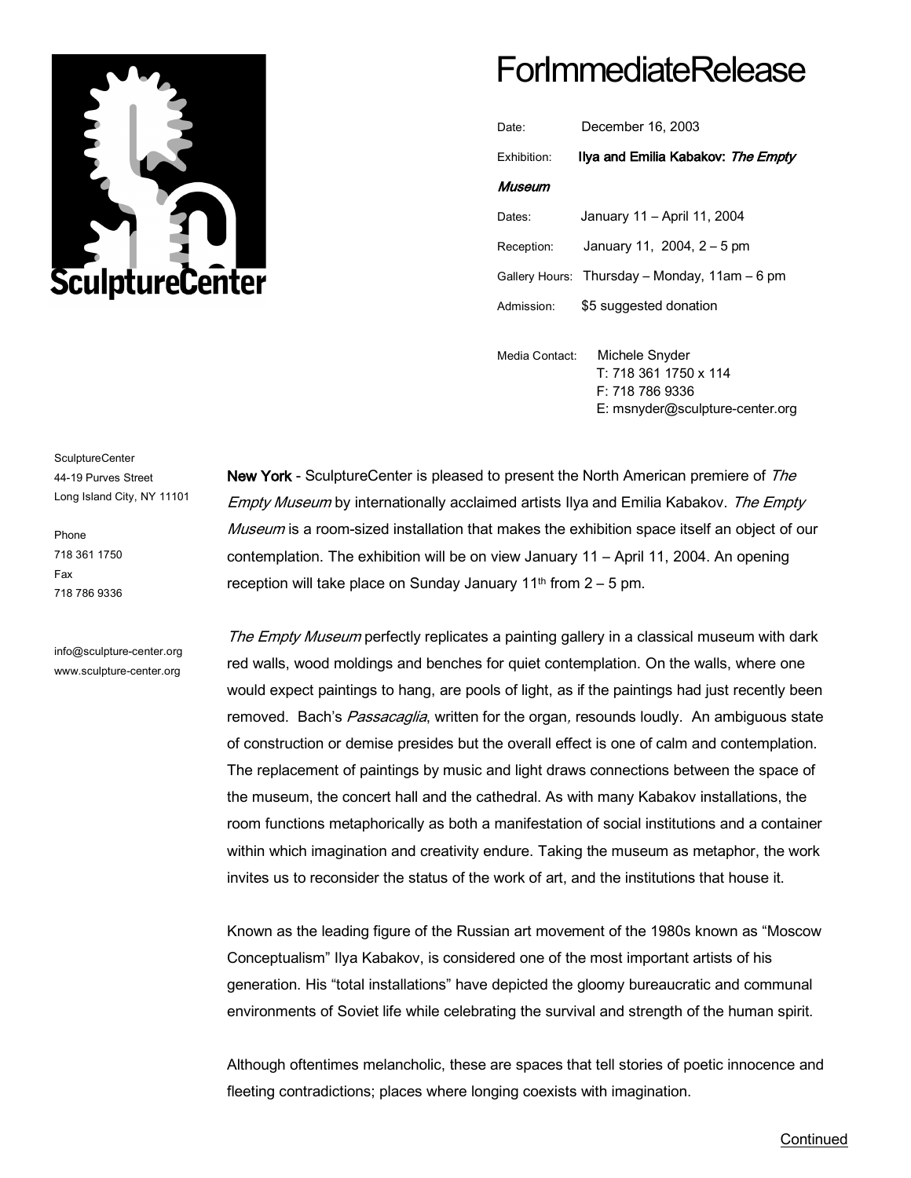SculptureCenter

# ForImmediateRelease

| | |
|---|---|
| Date: | December 16, 2003 |
| Exhibition: | **Ilya and Emilia Kabakov: *The Empty Museum*** |
| Dates: | January 11 – April 11, 2004 |
| Reception: | January 11, 2004, 2 – 5 pm |
| Gallery Hours: | Thursday – Monday, 11am – 6 pm |
| Admission: | $5 suggested donation |
| Media Contact: | Michele Snyder<br>T: 718 361 1750 x 114<br>F: 718 786 9336<br>E: msnyder@sculpture-center.org |

SculptureCenter
44-19 Purves Street
Long Island City, NY 11101

Phone
718 361 1750
Fax
718 786 9336

info@sculpture-center.org
www.sculpture-center.org

**New York** - SculptureCenter is pleased to present the North American premiere of *The Empty Museum* by internationally acclaimed artists Ilya and Emilia Kabakov. *The Empty Museum* is a room-sized installation that makes the exhibition space itself an object of our contemplation. The exhibition will be on view January 11 – April 11, 2004. An opening reception will take place on Sunday January 11th from 2 – 5 pm.

*The Empty Museum* perfectly replicates a painting gallery in a classical museum with dark red walls, wood moldings and benches for quiet contemplation. On the walls, where one would expect paintings to hang, are pools of light, as if the paintings had just recently been removed. Bach's *Passacaglia*, written for the organ, resounds loudly. An ambiguous state of construction or demise presides but the overall effect is one of calm and contemplation. The replacement of paintings by music and light draws connections between the space of the museum, the concert hall and the cathedral. As with many Kabakov installations, the room functions metaphorically as both a manifestation of social institutions and a container within which imagination and creativity endure. Taking the museum as metaphor, the work invites us to reconsider the status of the work of art, and the institutions that house it.

Known as the leading figure of the Russian art movement of the 1980s known as "Moscow Conceptualism" Ilya Kabakov, is considered one of the most important artists of his generation. His "total installations" have depicted the gloomy bureaucratic and communal environments of Soviet life while celebrating the survival and strength of the human spirit.

Although oftentimes melancholic, these are spaces that tell stories of poetic innocence and fleeting contradictions; places where longing coexists with imagination.

Continued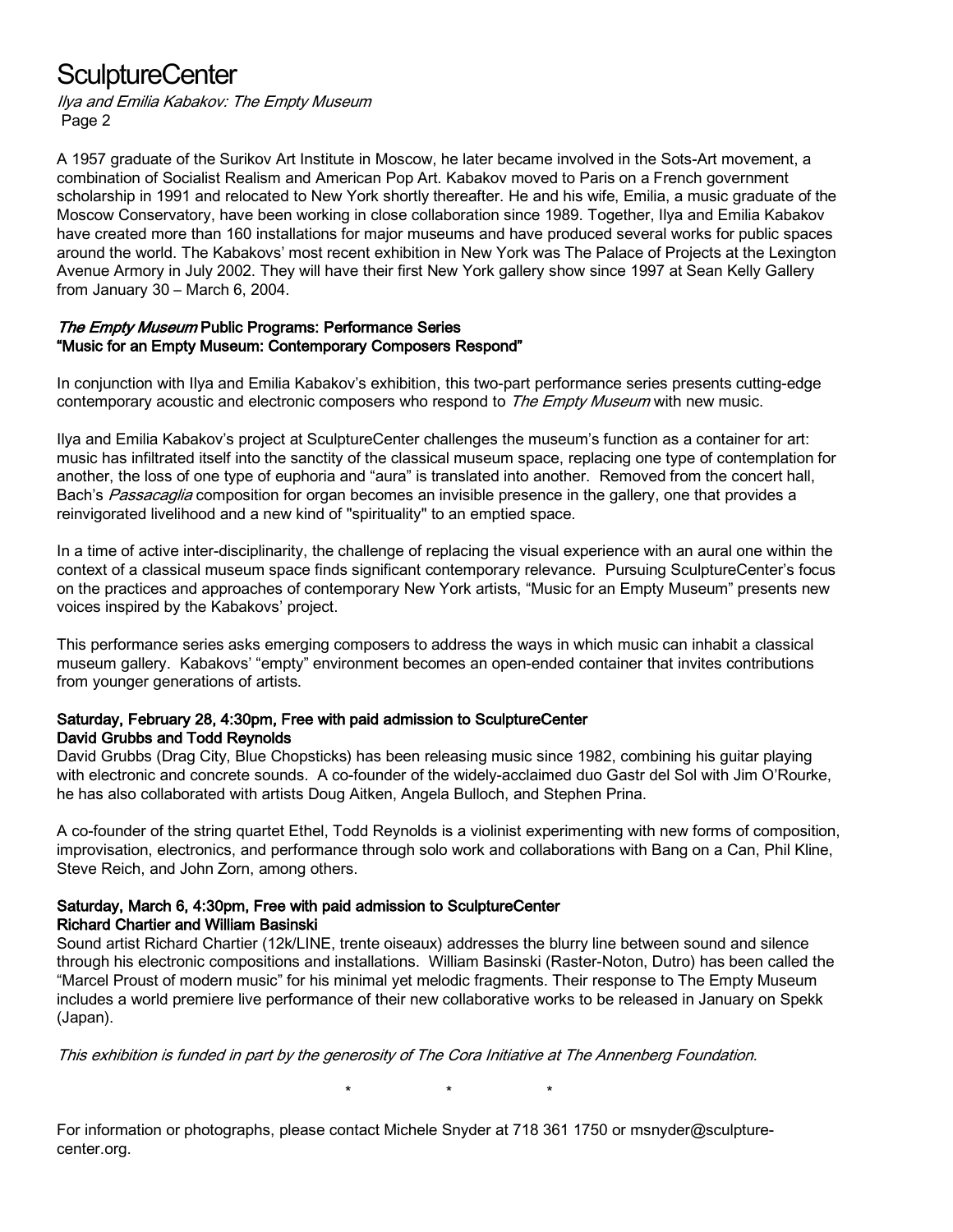A 1957 graduate of the Surikov Art Institute in Moscow, he later became involved in the Sots-Art movement, a combination of Socialist Realism and American Pop Art. Kabakov moved to Paris on a French government scholarship in 1991 and relocated to New York shortly thereafter. He and his wife, Emilia, a music graduate of the Moscow Conservatory, have been working in close collaboration since 1989. Together, Ilya and Emilia Kabakov have created more than 160 installations for major museums and have produced several works for public spaces around the world. The Kabakovs' most recent exhibition in New York was The Palace of Projects at the Lexington Avenue Armory in July 2002. They will have their first New York gallery show since 1997 at Sean Kelly Gallery from January 30 – March 6, 2004.

**_The Empty Museum_ Public Programs: Performance Series**
**"Music for an Empty Museum: Contemporary Composers Respond"**

In conjunction with Ilya and Emilia Kabakov's exhibition, this two-part performance series presents cutting-edge contemporary acoustic and electronic composers who respond to *The Empty Museum* with new music.

Ilya and Emilia Kabakov's project at SculptureCenter challenges the museum's function as a container for art: music has infiltrated itself into the sanctity of the classical museum space, replacing one type of contemplation for another, the loss of one type of euphoria and "aura" is translated into another. Removed from the concert hall, Bach's *Passacaglia* composition for organ becomes an invisible presence in the gallery, one that provides a reinvigorated livelihood and a new kind of "spirituality" to an emptied space.

In a time of active inter-disciplinarity, the challenge of replacing the visual experience with an aural one within the context of a classical museum space finds significant contemporary relevance. Pursuing SculptureCenter's focus on the practices and approaches of contemporary New York artists, "Music for an Empty Museum" presents new voices inspired by the Kabakovs' project.

This performance series asks emerging composers to address the ways in which music can inhabit a classical museum gallery. Kabakovs' "empty" environment becomes an open-ended container that invites contributions from younger generations of artists.

**Saturday, February 28, 4:30pm, Free with paid admission to SculptureCenter**
**David Grubbs and Todd Reynolds**

David Grubbs (Drag City, Blue Chopsticks) has been releasing music since 1982, combining his guitar playing with electronic and concrete sounds. A co-founder of the widely-acclaimed duo Gastr del Sol with Jim O'Rourke, he has also collaborated with artists Doug Aitken, Angela Bulloch, and Stephen Prina.

A co-founder of the string quartet Ethel, Todd Reynolds is a violinist experimenting with new forms of composition, improvisation, electronics, and performance through solo work and collaborations with Bang on a Can, Phil Kline, Steve Reich, and John Zorn, among others.

**Saturday, March 6, 4:30pm, Free with paid admission to SculptureCenter**
**Richard Chartier and William Basinski**

Sound artist Richard Chartier (12k/LINE, trente oiseaux) addresses the blurry line between sound and silence through his electronic compositions and installations. William Basinski (Raster-Noton, Dutro) has been called the "Marcel Proust of modern music" for his minimal yet melodic fragments. Their response to The Empty Museum includes a world premiere live performance of their new collaborative works to be released in January on Spekk (Japan).

*This exhibition is funded in part by the generosity of The Cora Initiative at The Annenberg Foundation.*

\* \* \*

For information or photographs, please contact Michele Snyder at 718 361 1750 or msnyder@sculpture-center.org.